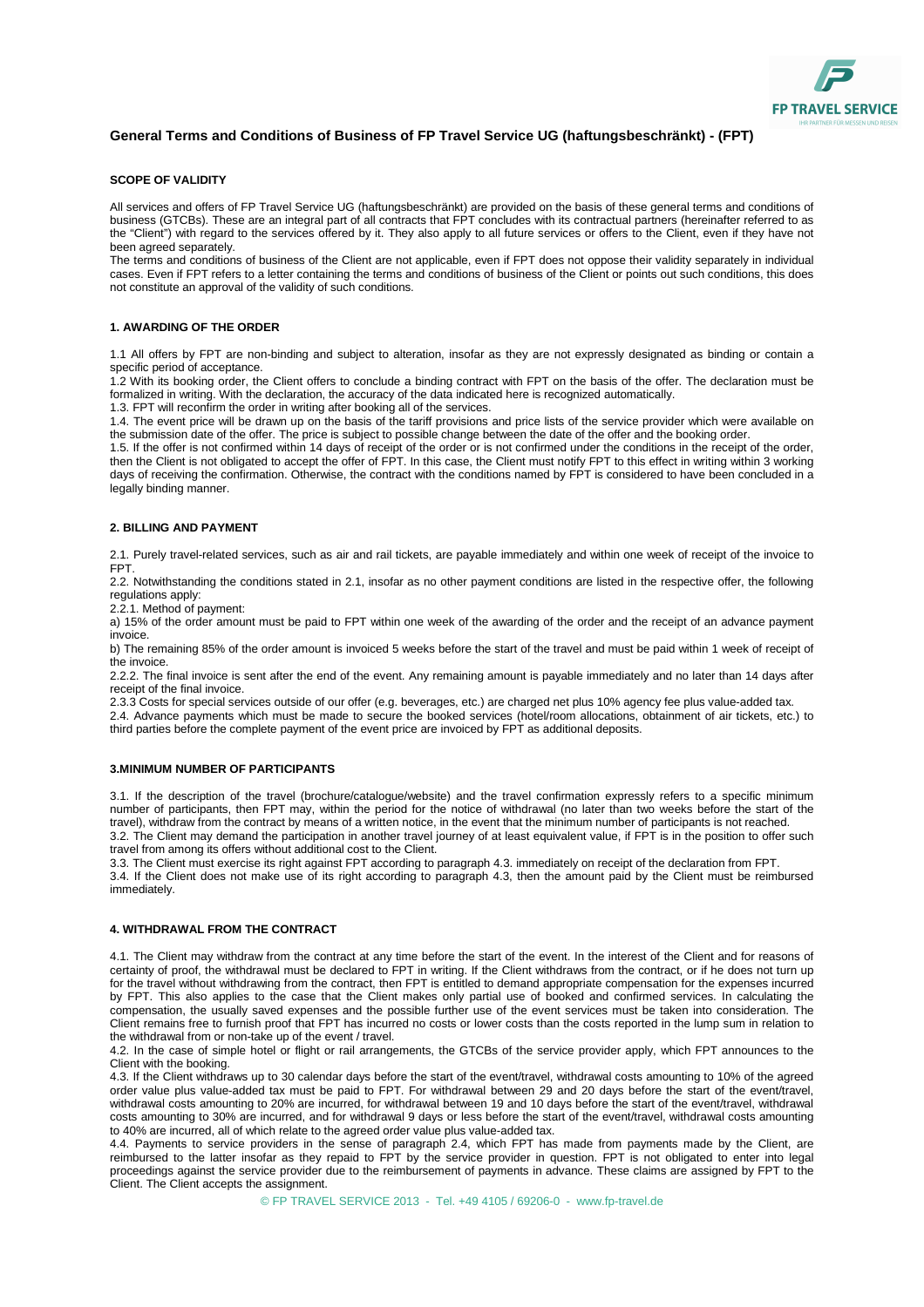## General Terms and Conditions of Business of FP Travel Service UG (haftungsbeschränkt) - (FPT)

### SCOPE OF VALIDITY

All services and offers of FP Travel Service UG (haftungsbeschränkt) are provided on the basis of these general terms and conditions of business (GTCBs). These are an integral part of all contracts that FPT concludes with its contractual partners (hereinafter referred to as the "Client") with regard to the services offered by it. They also apply to all future services or offers to the Client, even if they have not been agreed separately.

The terms and conditions of business of the Client are not applicable, even if FPT does not oppose their validity separately in individual cases. Even if FPT refers to a letter containing the terms and conditions of business of the Client or points out such conditions, this does not constitute an approval of the validity of such conditions.

### 1. AWARDING OF THE ORDER

1.1 All offers by FPT are non-binding and subject to alteration, insofar as they are not expressly designated as binding or contain a specific period of acceptance.

1.2 With its booking order, the Client offers to conclude a binding contract with FPT on the basis of the offer. The declaration must be formalized in writing. With the declaration, the accuracy of the data indicated here is recognized automatically.

1.3. FPT will reconfirm the order in writing after booking all of the services.

1.4. The event price will be drawn up on the basis of the tariff provisions and price lists of the service provider which were available on the submission date of the offer. The price is subject to possible change between the date of the offer and the booking order.

1.5. If the offer is not confirmed within 14 days of receipt of the order or is not confirmed under the conditions in the receipt of the order, then the Client is not obligated to accept the offer of FPT. In this case, the Client must notify FPT to this effect in writing within 3 working days of receiving the confirmation. Otherwise, the contract with the conditions named by FPT is considered to have been concluded in a legally binding manner.

### 2. BILLING AND PAYMENT

2.1. Purely travel-related services, such as air and rail tickets, are payable immediately and within one week of receipt of the invoice to FPT.

2.2. Notwithstanding the conditions stated in 2.1, insofar as no other payment conditions are listed in the respective offer, the following regulations apply:

2.2.1. Method of payment:

a) 15% of the order amount must be paid to FPT within one week of the awarding of the order and the receipt of an advance payment invoice.

b) The remaining 85% of the order amount is invoiced 5 weeks before the start of the travel and must be paid within 1 week of receipt of the invoice.

2.2.2. The final invoice is sent after the end of the event. Any remaining amount is payable immediately and no later than 14 days after receipt of the final invoice.

2.3.3 Costs for special services outside of our offer (e.g. beverages, etc.) are charged net plus 10% agency fee plus value-added tax.

2.4. Advance payments which must be made to secure the booked services (hotel/room allocations, obtainment of air tickets, etc.) to third parties before the complete payment of the event price are invoiced by FPT as additional deposits.

### 3.MINIMUM NUMBER OF PARTICIPANTS

3.1. If the description of the travel (brochure/catalogue/website) and the travel confirmation expressly refers to a specific minimum number of participants, then FPT may, within the period for the notice of withdrawal (no later than two weeks before the start of the travel), withdraw from the contract by means of a written notice, in the event that the minimum number of participants is not reached.

3.2. The Client may demand the participation in another travel journey of at least equivalent value, if FPT is in the position to offer such travel from among its offers without additional cost to the Client.

3.3. The Client must exercise its right against FPT according to paragraph 4.3. immediately on receipt of the declaration from FPT.

3.4. If the Client does not make use of its right according to paragraph 4.3, then the amount paid by the Client must be reimbursed immediately.

### 4. WITHDRAWAL FROM THE CONTRACT

4.1. The Client may withdraw from the contract at any time before the start of the event. In the interest of the Client and for reasons of certainty of proof, the withdrawal must be declared to FPT in writing. If the Client withdraws from the contract, or if he does not turn up for the travel without withdrawing from the contract, then FPT is entitled to demand appropriate compensation for the expenses incurred by FPT. This also applies to the case that the Client makes only partial use of booked and confirmed services. In calculating the compensation, the usually saved expenses and the possible further use of the event services must be taken into consideration. The Client remains free to furnish proof that FPT has incurred no costs or lower costs than the costs reported in the lump sum in relation to the withdrawal from or non-take up of the event / travel.

4.2. In the case of simple hotel or flight or rail arrangements, the GTCBs of the service provider apply, which FPT announces to the Client with the booking.

4.3. If the Client withdraws up to 30 calendar days before the start of the event/travel, withdrawal costs amounting to 10% of the agreed order value plus value-added tax must be paid to FPT. For withdrawal between 29 and 20 days before the start of the event/travel, withdrawal costs amounting to 20% are incurred, for withdrawal between 19 and 10 days before the start of the event/travel, withdrawal costs amounting to 30% are incurred, and for withdrawal 9 days or less before the start of the event/travel, withdrawal costs amounting to 40% are incurred, all of which relate to the agreed order value plus value-added tax.

4.4. Payments to service providers in the sense of paragraph 2.4, which FPT has made from payments made by the Client, are reimbursed to the latter insofar as they repaid to FPT by the service provider in question. FPT is not obligated to enter into legal proceedings against the service provider due to the reimbursement of payments in advance. These claims are assigned by FPT to the Client. The Client accepts the assignment.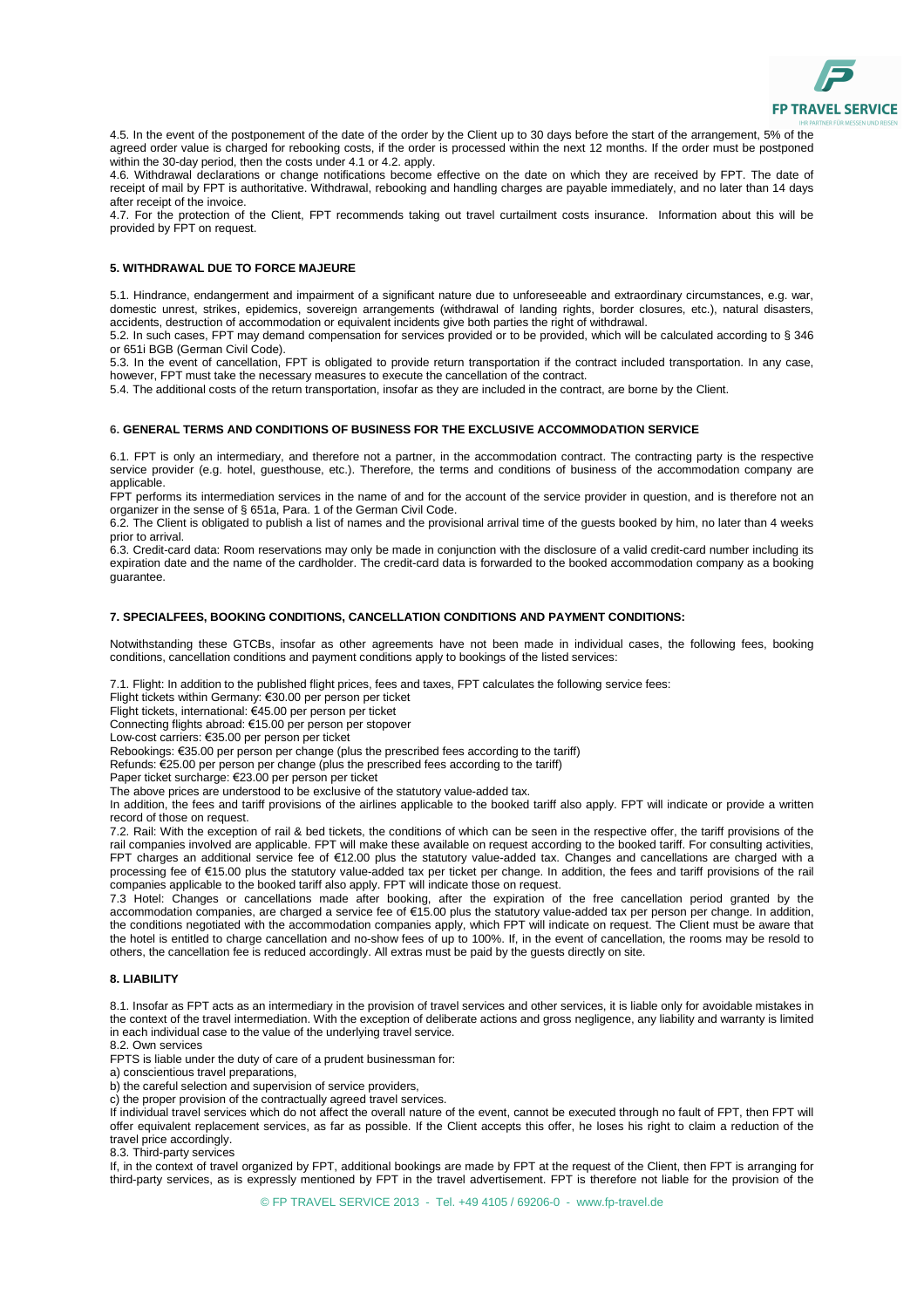4.5. In the event of the postponement of the date of the order by the Client up to 30 days before the start of the arrangement, 5% of the agreed order value is charged for rebooking costs, if the order is processed within the next 12 months. If the order must be postponed within the 30-day period, then the costs under 4.1 or 4.2. apply.

4.6. Withdrawal declarations or change notifications become effective on the date on which they are received by FPT. The date of receipt of mail by FPT is authoritative. Withdrawal, rebooking and handling charges are payable immediately, and no later than 14 days after receipt of the invoice.

4.7. For the protection of the Client, FPT recommends taking out travel curtailment costs insurance. Information about this will be provided by FPT on request.

## 5. WITHDRAWAL DUE TO FORCE MAJEURE

5.1. Hindrance, endangerment and impairment of a significant nature due to unforeseeable and extraordinary circumstances, e.g. war, domestic unrest, strikes, epidemics, sovereign arrangements (withdrawal of landing rights, border closures, etc.), natural disasters, accidents, destruction of accommodation or equivalent incidents give both parties the right of withdrawal.

5.2. In such cases, FPT may demand compensation for services provided or to be provided, which will be calculated according to § 346 or 651i BGB (German Civil Code).

5.3. In the event of cancellation, FPT is obligated to provide return transportation if the contract included transportation. In any case, however, FPT must take the necessary measures to execute the cancellation of the contract.

5.4. The additional costs of the return transportation, insofar as they are included in the contract, are borne by the Client.

## 6. GENERAL TERMS AND CONDITIONS OF BUSINESS FOR THE EXCLUSIVE ACCOMMODATION SERVICE

6.1. FPT is only an intermediary, and therefore not a partner, in the accommodation contract. The contracting party is the respective service provider (e.g. hotel, guesthouse, etc.). Therefore, the terms and conditions of business of the accommodation company are applicable.

FPT performs its intermediation services in the name of and for the account of the service provider in question, and is therefore not an organizer in the sense of § 651a, Para. 1 of the German Civil Code.

6.2. The Client is obligated to publish a list of names and the provisional arrival time of the guests booked by him, no later than 4 weeks prior to arrival.

6.3. Credit-card data: Room reservations may only be made in conjunction with the disclosure of a valid credit-card number including its expiration date and the name of the cardholder. The credit-card data is forwarded to the booked accommodation company as a booking guarantee.

## 7. SPECIALFEES, BOOKING CONDITIONS, CANCELLATION CONDITIONS AND PAYMENT CONDITIONS:

Notwithstanding these GTCBs, insofar as other agreements have not been made in individual cases, the following fees, booking conditions, cancellation conditions and payment conditions apply to bookings of the listed services:

7.1. Flight: In addition to the published flight prices, fees and taxes, FPT calculates the following service fees:

Flight tickets within Germany: €30.00 per person per ticket  
Flight tickets, international: €45.00 per person per ticket  
Connecting flights abroad: €15.00 per person per stopover  
Low-cost carriers: €35.00 per person per ticket  
Rebookings: €35.00 per person per change (plus the prescribed fees according to the tariff)  
Refunds: €25.00 per person per change (plus the prescribed fees according to the tariff)  
Paper ticket surcharge: €23.00 per person per ticket  
The above prices are understood to be exclusive of the statutory value-added tax.

In addition, the fees and tariff provisions of the airlines applicable to the booked tariff also apply. FPT will indicate or provide a written record of those on request.

7.2. Rail: With the exception of rail & bed tickets, the conditions of which can be seen in the respective offer, the tariff provisions of the rail companies involved are applicable. FPT will make these available on request according to the booked tariff. For consulting activities, FPT charges an additional service fee of €12.00 plus the statutory value-added tax. Changes and cancellations are charged with a processing fee of €15.00 plus the statutory value-added tax per ticket per change. In addition, the fees and tariff provisions of the rail companies applicable to the booked tariff also apply. FPT will indicate those on request.

7.3 Hotel: Changes or cancellations made after booking, after the expiration of the free cancellation period granted by the accommodation companies, are charged a service fee of €15.00 plus the statutory value-added tax per person per change. In addition, the conditions negotiated with the accommodation companies apply, which FPT will indicate on request. The Client must be aware that the hotel is entitled to charge cancellation and no-show fees of up to 100%. If, in the event of cancellation, the rooms may be resold to others, the cancellation fee is reduced accordingly. All extras must be paid by the guests directly on site.

## 8. LIABILITY

8.1. Insofar as FPT acts as an intermediary in the provision of travel services and other services, it is liable only for avoidable mistakes in the context of the travel intermediation. With the exception of deliberate actions and gross negligence, any liability and warranty is limited in each individual case to the value of the underlying travel service.

8.2. Own services

FPTS is liable under the duty of care of a prudent businessman for:

a) conscientious travel preparations,  
b) the careful selection and supervision of service providers,  
c) the proper provision of the contractually agreed travel services.

If individual travel services which do not affect the overall nature of the event, cannot be executed through no fault of FPT, then FPT will offer equivalent replacement services, as far as possible. If the Client accepts this offer, he loses his right to claim a reduction of the travel price accordingly.

8.3. Third-party services

If, in the context of travel organized by FPT, additional bookings are made by FPT at the request of the Client, then FPT is arranging for third-party services, as is expressly mentioned by FPT in the travel advertisement. FPT is therefore not liable for the provision of the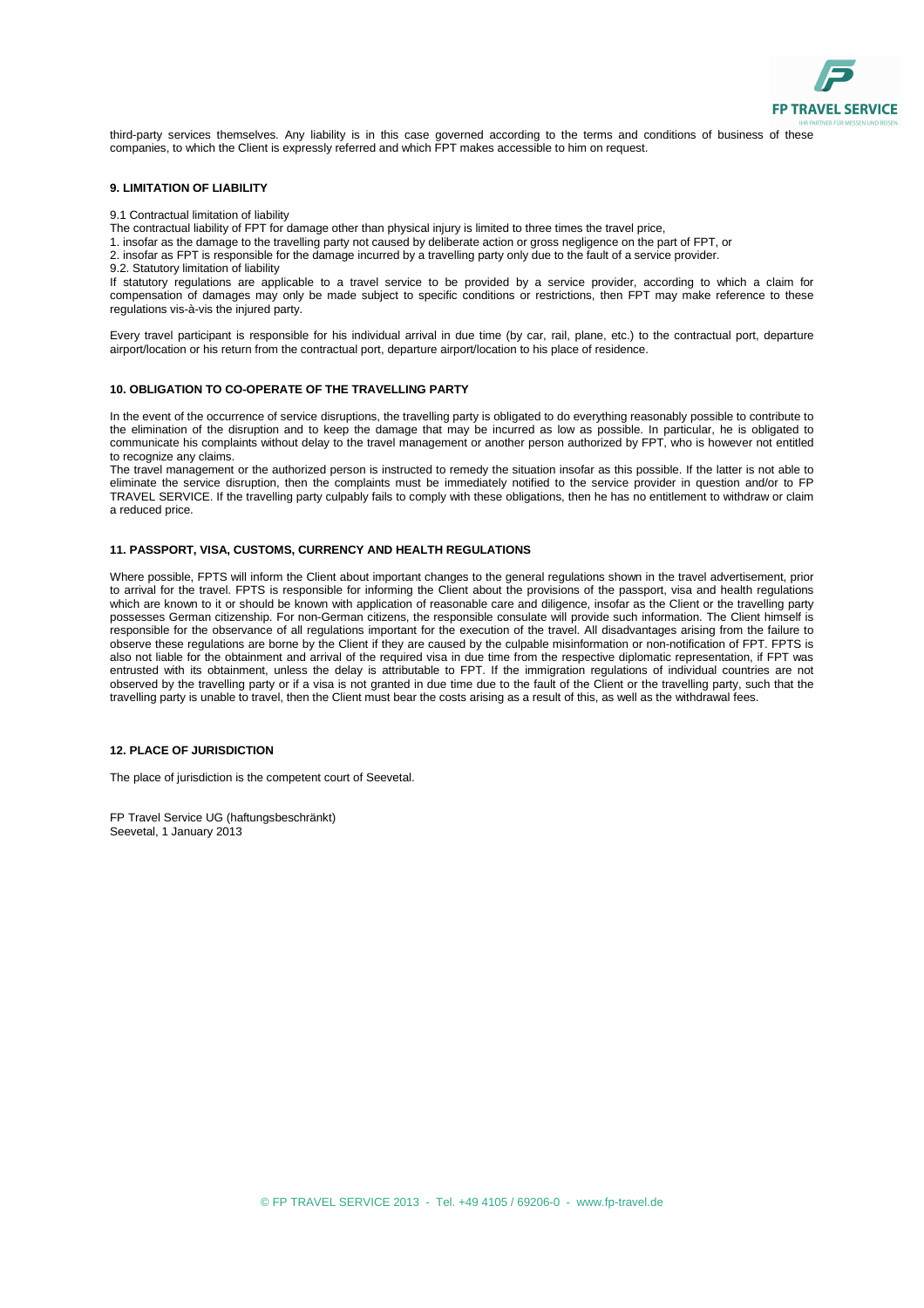third-party services themselves. Any liability is in this case governed according to the terms and conditions of business of these companies, to which the Client is expressly referred and which FPT makes accessible to him on request.

## 9. LIMITATION OF LIABILITY

9.1 Contractual limitation of liability
The contractual liability of FPT for damage other than physical injury is limited to three times the travel price,
1. insofar as the damage to the travelling party not caused by deliberate action or gross negligence on the part of FPT, or
2. insofar as FPT is responsible for the damage incurred by a travelling party only due to the fault of a service provider.
9.2. Statutory limitation of liability
If statutory regulations are applicable to a travel service to be provided by a service provider, according to which a claim for compensation of damages may only be made subject to specific conditions or restrictions, then FPT may make reference to these regulations vis-à-vis the injured party.

Every travel participant is responsible for his individual arrival in due time (by car, rail, plane, etc.) to the contractual port, departure airport/location or his return from the contractual port, departure airport/location to his place of residence.

## 10. OBLIGATION TO CO-OPERATE OF THE TRAVELLING PARTY

In the event of the occurrence of service disruptions, the travelling party is obligated to do everything reasonably possible to contribute to the elimination of the disruption and to keep the damage that may be incurred as low as possible. In particular, he is obligated to communicate his complaints without delay to the travel management or another person authorized by FPT, who is however not entitled to recognize any claims.
The travel management or the authorized person is instructed to remedy the situation insofar as this possible. If the latter is not able to eliminate the service disruption, then the complaints must be immediately notified to the service provider in question and/or to FP TRAVEL SERVICE. If the travelling party culpably fails to comply with these obligations, then he has no entitlement to withdraw or claim a reduced price.

## 11. PASSPORT, VISA, CUSTOMS, CURRENCY AND HEALTH REGULATIONS

Where possible, FPTS will inform the Client about important changes to the general regulations shown in the travel advertisement, prior to arrival for the travel. FPTS is responsible for informing the Client about the provisions of the passport, visa and health regulations which are known to it or should be known with application of reasonable care and diligence, insofar as the Client or the travelling party possesses German citizenship. For non-German citizens, the responsible consulate will provide such information. The Client himself is responsible for the observance of all regulations important for the execution of the travel. All disadvantages arising from the failure to observe these regulations are borne by the Client if they are caused by the culpable misinformation or non-notification of FPT. FPTS is also not liable for the obtainment and arrival of the required visa in due time from the respective diplomatic representation, if FPT was entrusted with its obtainment, unless the delay is attributable to FPT. If the immigration regulations of individual countries are not observed by the travelling party or if a visa is not granted in due time due to the fault of the Client or the travelling party, such that the travelling party is unable to travel, then the Client must bear the costs arising as a result of this, as well as the withdrawal fees.

## 12. PLACE OF JURISDICTION

The place of jurisdiction is the competent court of Seevetal.

FP Travel Service UG (haftungsbeschränkt)
Seevetal, 1 January 2013